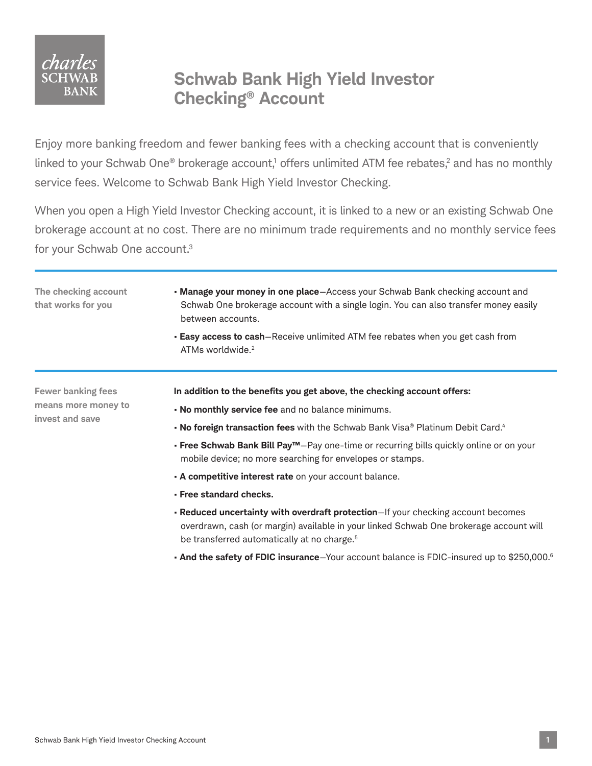# Schwab Bank High Yield Investor Checking® Account

Enjoy more banking freedom and fewer banking fees with a checking account that is conveniently linked to your Schwab One® brokerage account,[1] offers unlimited ATM fee rebates,[2] and has no monthly service fees. Welcome to Schwab Bank High Yield Investor Checking.

When you open a High Yield Investor Checking account, it is linked to a new or an existing Schwab One brokerage account at no cost. There are no minimum trade requirements and no monthly service fees for your Schwab One account.[3]

## The checking account that works for you

- **Manage your money in one place**—Access your Schwab Bank checking account and Schwab One brokerage account with a single login. You can also transfer money easily between accounts.
- **Easy access to cash**—Receive unlimited ATM fee rebates when you get cash from ATMs worldwide.[2]

## Fewer banking fees means more money to invest and save

**In addition to the benefits you get above, the checking account offers:**

- **No monthly service fee** and no balance minimums.
- **No foreign transaction fees** with the Schwab Bank Visa® Platinum Debit Card.[4]
- **Free Schwab Bank Bill Pay™**—Pay one-time or recurring bills quickly online or on your mobile device; no more searching for envelopes or stamps.
- **A competitive interest rate** on your account balance.
- **Free standard checks.**
- **Reduced uncertainty with overdraft protection**—If your checking account becomes overdrawn, cash (or margin) available in your linked Schwab One brokerage account will be transferred automatically at no charge.[5]
- **And the safety of FDIC insurance**—Your account balance is FDIC-insured up to $250,000.[6]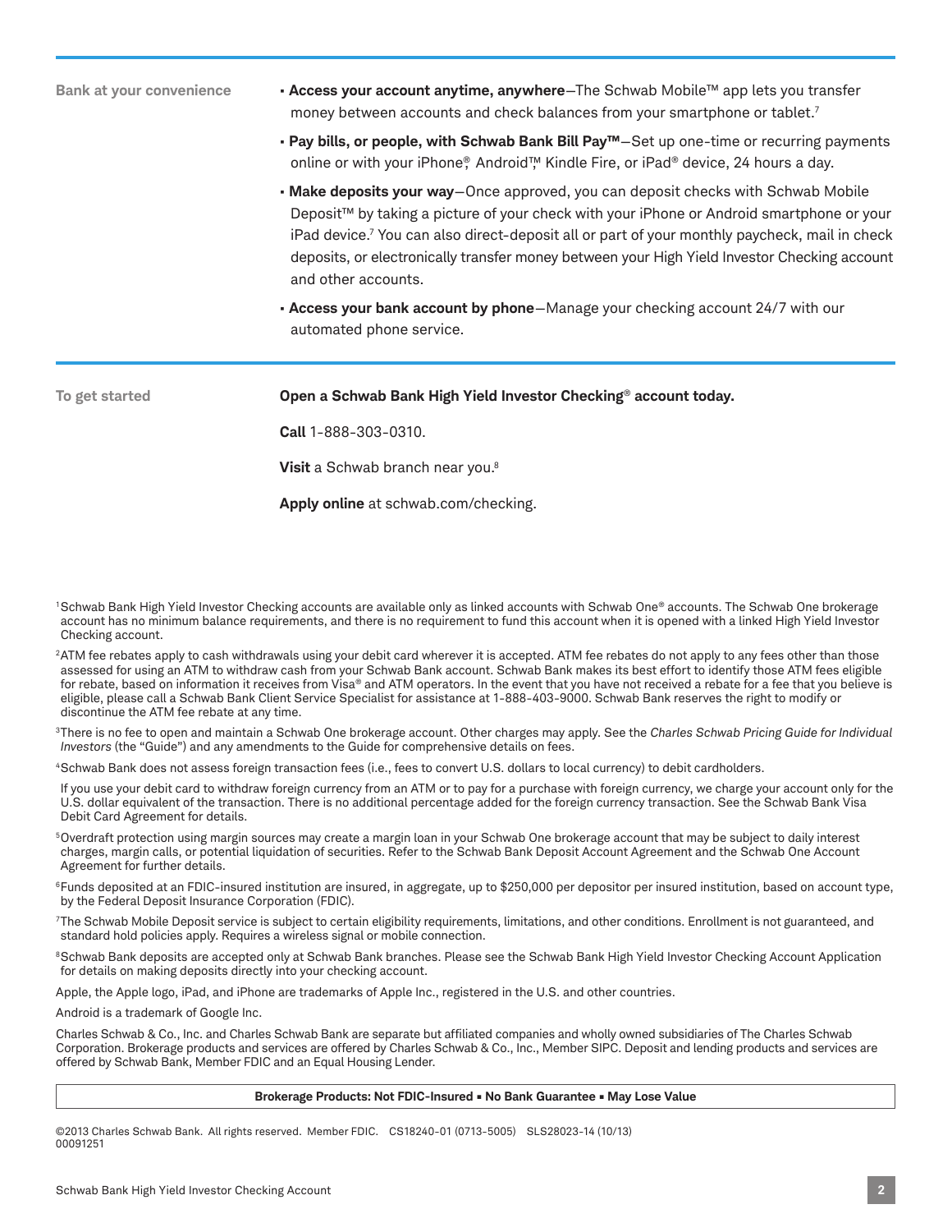## Bank at your convenience

- **Access your account anytime, anywhere**—The Schwab Mobile™ app lets you transfer money between accounts and check balances from your smartphone or tablet.[7]
- **Pay bills, or people, with Schwab Bank Bill Pay™**—Set up one-time or recurring payments online or with your iPhone®, Android™, Kindle Fire, or iPad® device, 24 hours a day.
- **Make deposits your way**—Once approved, you can deposit checks with Schwab Mobile Deposit™ by taking a picture of your check with your iPhone or Android smartphone or your iPad device.[7] You can also direct-deposit all or part of your monthly paycheck, mail in check deposits, or electronically transfer money between your High Yield Investor Checking account and other accounts.
- **Access your bank account by phone**—Manage your checking account 24/7 with our automated phone service.

## To get started

**Open a Schwab Bank High Yield Investor Checking® account today.**

**Call** 1-888-303-0310.

**Visit** a Schwab branch near you.[8]

**Apply online** at schwab.com/checking.

[1] Schwab Bank High Yield Investor Checking accounts are available only as linked accounts with Schwab One® accounts. The Schwab One brokerage account has no minimum balance requirements, and there is no requirement to fund this account when it is opened with a linked High Yield Investor Checking account.

[2] ATM fee rebates apply to cash withdrawals using your debit card wherever it is accepted. ATM fee rebates do not apply to any fees other than those assessed for using an ATM to withdraw cash from your Schwab Bank account. Schwab Bank makes its best effort to identify those ATM fees eligible for rebate, based on information it receives from Visa® and ATM operators. In the event that you have not received a rebate for a fee that you believe is eligible, please call a Schwab Bank Client Service Specialist for assistance at 1-888-403-9000. Schwab Bank reserves the right to modify or discontinue the ATM fee rebate at any time.

[3] There is no fee to open and maintain a Schwab One brokerage account. Other charges may apply. See the *Charles Schwab Pricing Guide for Individual Investors* (the "Guide") and any amendments to the Guide for comprehensive details on fees.

[4] Schwab Bank does not assess foreign transaction fees (i.e., fees to convert U.S. dollars to local currency) to debit cardholders.

If you use your debit card to withdraw foreign currency from an ATM or to pay for a purchase with foreign currency, we charge your account only for the U.S. dollar equivalent of the transaction. There is no additional percentage added for the foreign currency transaction. See the Schwab Bank Visa Debit Card Agreement for details.

[5] Overdraft protection using margin sources may create a margin loan in your Schwab One brokerage account that may be subject to daily interest charges, margin calls, or potential liquidation of securities. Refer to the Schwab Bank Deposit Account Agreement and the Schwab One Account Agreement for further details.

[6] Funds deposited at an FDIC-insured institution are insured, in aggregate, up to $250,000 per depositor per insured institution, based on account type, by the Federal Deposit Insurance Corporation (FDIC).

[7] The Schwab Mobile Deposit service is subject to certain eligibility requirements, limitations, and other conditions. Enrollment is not guaranteed, and standard hold policies apply. Requires a wireless signal or mobile connection.

[8] Schwab Bank deposits are accepted only at Schwab Bank branches. Please see the Schwab Bank High Yield Investor Checking Account Application for details on making deposits directly into your checking account.

Apple, the Apple logo, iPad, and iPhone are trademarks of Apple Inc., registered in the U.S. and other countries.

Android is a trademark of Google Inc.

Charles Schwab & Co., Inc. and Charles Schwab Bank are separate but affiliated companies and wholly owned subsidiaries of The Charles Schwab Corporation. Brokerage products and services are offered by Charles Schwab & Co., Inc., Member SIPC. Deposit and lending products and services are offered by Schwab Bank, Member FDIC and an Equal Housing Lender.

**Brokerage Products: Not FDIC-Insured • No Bank Guarantee • May Lose Value**

©2013 Charles Schwab Bank. All rights reserved. Member FDIC. CS18240-01 (0713-5005) SLS28023-14 (10/13) 00091251